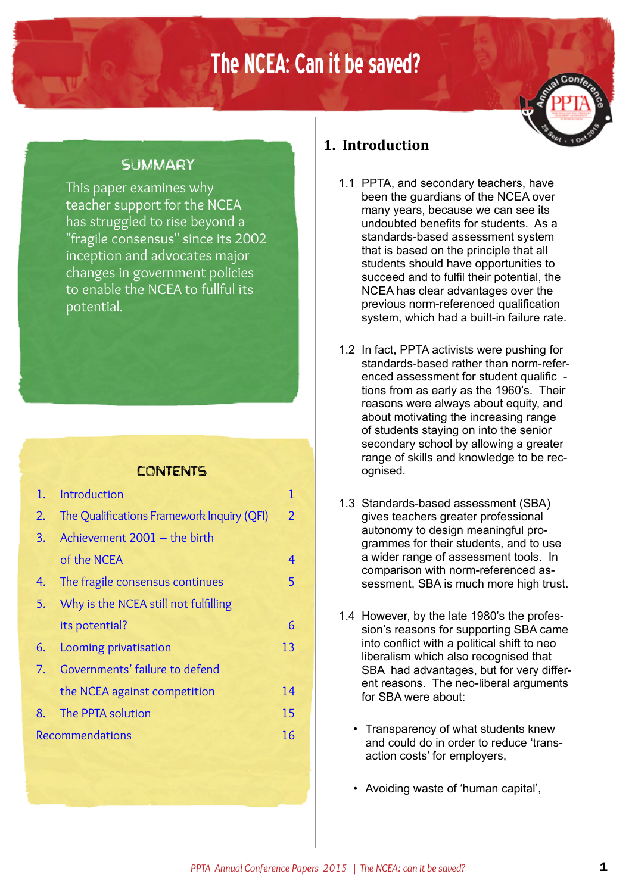# The NCEA: Can it be saved?

## SUMMARY

This paper examines why teacher support for the NCEA has struggled to rise beyond a "fragile consensus" since its 2002 inception and advocates major changes in government policies to enable the NCEA to fulfull its potential.

## CONTENTS

| | | |
|---|---|---|
| 1. | Introduction | 1 |
| 2. | The Qualifications Framework Inquiry (QFI) | 2 |
| 3. | Achievement 2001 – the birth of the NCEA | 4 |
| 4. | The fragile consensus continues | 5 |
| 5. | Why is the NCEA still not fulfilling its potential? | 6 |
| 6. | Looming privatisation | 13 |
| 7. | Governments' failure to defend the NCEA against competition | 14 |
| 8. | The PPTA solution | 15 |
| | Recommendations | 16 |

## 1. Introduction

1.1 PPTA, and secondary teachers, have been the guardians of the NCEA over many years, because we can see its undoubted benefits for students. As a standards-based assessment system that is based on the principle that all students should have opportunities to succeed and to fulfil their potential, the NCEA has clear advantages over the previous norm-referenced qualification system, which had a built-in failure rate.

1.2 In fact, PPTA activists were pushing for standards-based rather than norm-referenced assessment for student qualifications from as early as the 1960's. Their reasons were always about equity, and about motivating the increasing range of students staying on into the senior secondary school by allowing a greater range of skills and knowledge to be recognised.

1.3 Standards-based assessment (SBA) gives teachers greater professional autonomy to design meaningful programmes for their students, and to use a wider range of assessment tools. In comparison with norm-referenced assessment, SBA is much more high trust.

1.4 However, by the late 1980's the profession's reasons for supporting SBA came into conflict with a political shift to neo liberalism which also recognised that SBA had advantages, but for very different reasons. The neo-liberal arguments for SBA were about:

- Transparency of what students knew and could do in order to reduce 'transaction costs' for employers,
- Avoiding waste of 'human capital',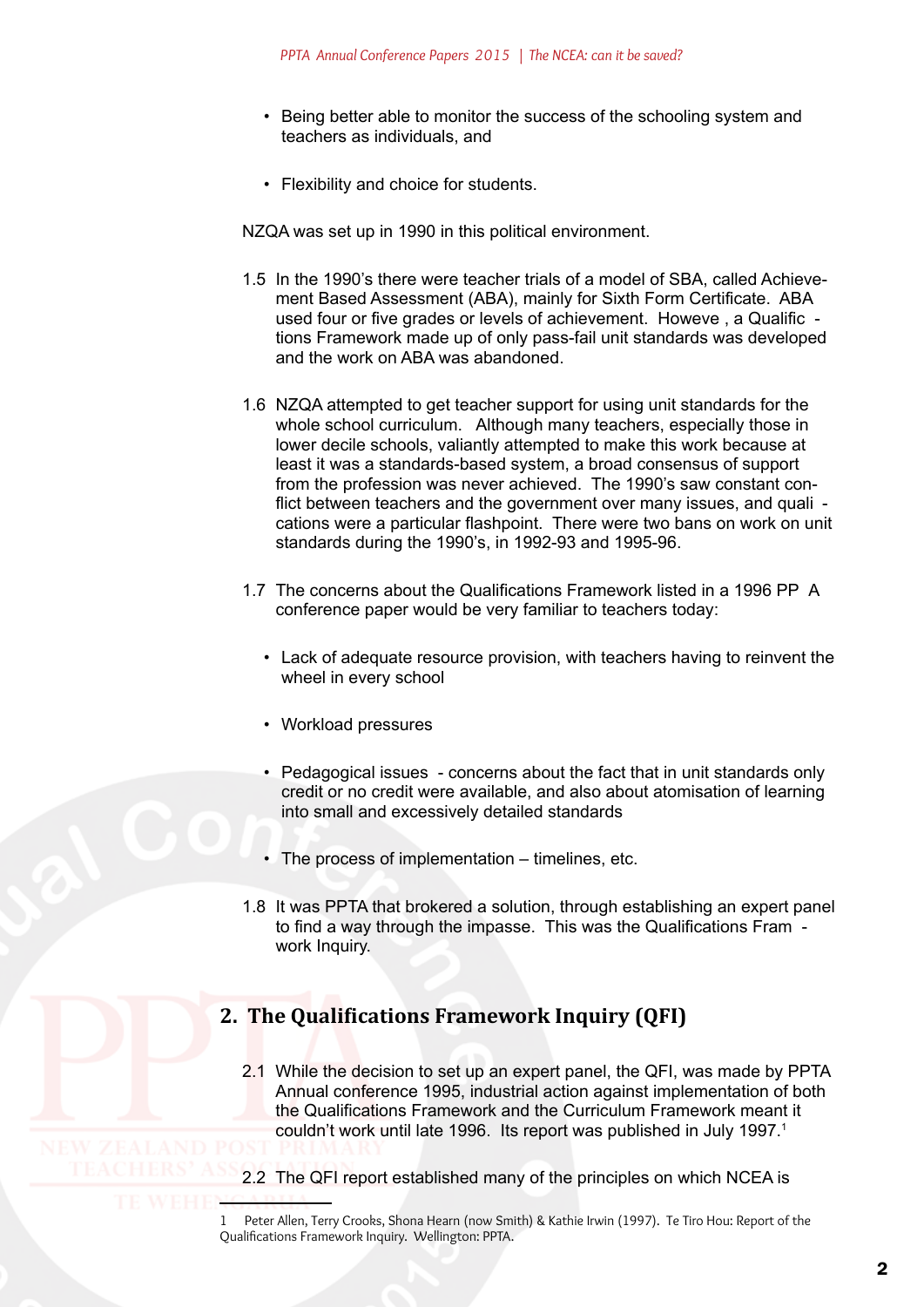- Being better able to monitor the success of the schooling system and teachers as individuals, and

- Flexibility and choice for students.

NZQA was set up in 1990 in this political environment.

1.5 In the 1990's there were teacher trials of a model of SBA, called Achievement Based Assessment (ABA), mainly for Sixth Form Certificate. ABA used four or five grades or levels of achievement. Howeve , a Qualific - tions Framework made up of only pass-fail unit standards was developed and the work on ABA was abandoned.

1.6 NZQA attempted to get teacher support for using unit standards for the whole school curriculum. Although many teachers, especially those in lower decile schools, valiantly attempted to make this work because at least it was a standards-based system, a broad consensus of support from the profession was never achieved. The 1990's saw constant conflict between teachers and the government over many issues, and quali - cations were a particular flashpoint. There were two bans on work on unit standards during the 1990's, in 1992-93 and 1995-96.

1.7 The concerns about the Qualifications Framework listed in a 1996 PP A conference paper would be very familiar to teachers today:

- Lack of adequate resource provision, with teachers having to reinvent the wheel in every school

- Workload pressures

- Pedagogical issues - concerns about the fact that in unit standards only credit or no credit were available, and also about atomisation of learning into small and excessively detailed standards

- The process of implementation – timelines, etc.

1.8 It was PPTA that brokered a solution, through establishing an expert panel to find a way through the impasse. This was the Qualifications Fram - work Inquiry.

## 2. The Qualifications Framework Inquiry (QFI)

2.1 While the decision to set up an expert panel, the QFI, was made by PPTA Annual conference 1995, industrial action against implementation of both the Qualifications Framework and the Curriculum Framework meant it couldn't work until late 1996. Its report was published in July 1997.[1]

2.2 The QFI report established many of the principles on which NCEA is

---

1 Peter Allen, Terry Crooks, Shona Hearn (now Smith) & Kathie Irwin (1997). Te Tiro Hou: Report of the Qualifications Framework Inquiry. Wellington: PPTA.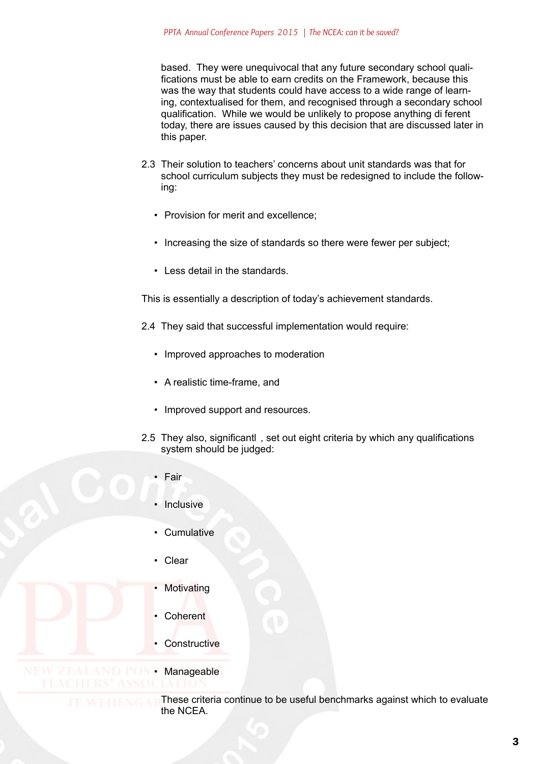based. They were unequivocal that any future secondary school qualifications must be able to earn credits on the Framework, because this was the way that students could have access to a wide range of learning, contextualised for them, and recognised through a secondary school qualification. While we would be unlikely to propose anything di ferent today, there are issues caused by this decision that are discussed later in this paper.

2.3 Their solution to teachers' concerns about unit standards was that for school curriculum subjects they must be redesigned to include the following:

- Provision for merit and excellence;
- Increasing the size of standards so there were fewer per subject;
- Less detail in the standards.

This is essentially a description of today's achievement standards.

2.4 They said that successful implementation would require:

- Improved approaches to moderation
- A realistic time-frame, and
- Improved support and resources.

2.5 They also, significantl , set out eight criteria by which any qualifications system should be judged:

- Fair
- Inclusive
- Cumulative
- Clear
- Motivating
- Coherent
- Constructive
- Manageable

These criteria continue to be useful benchmarks against which to evaluate the NCEA.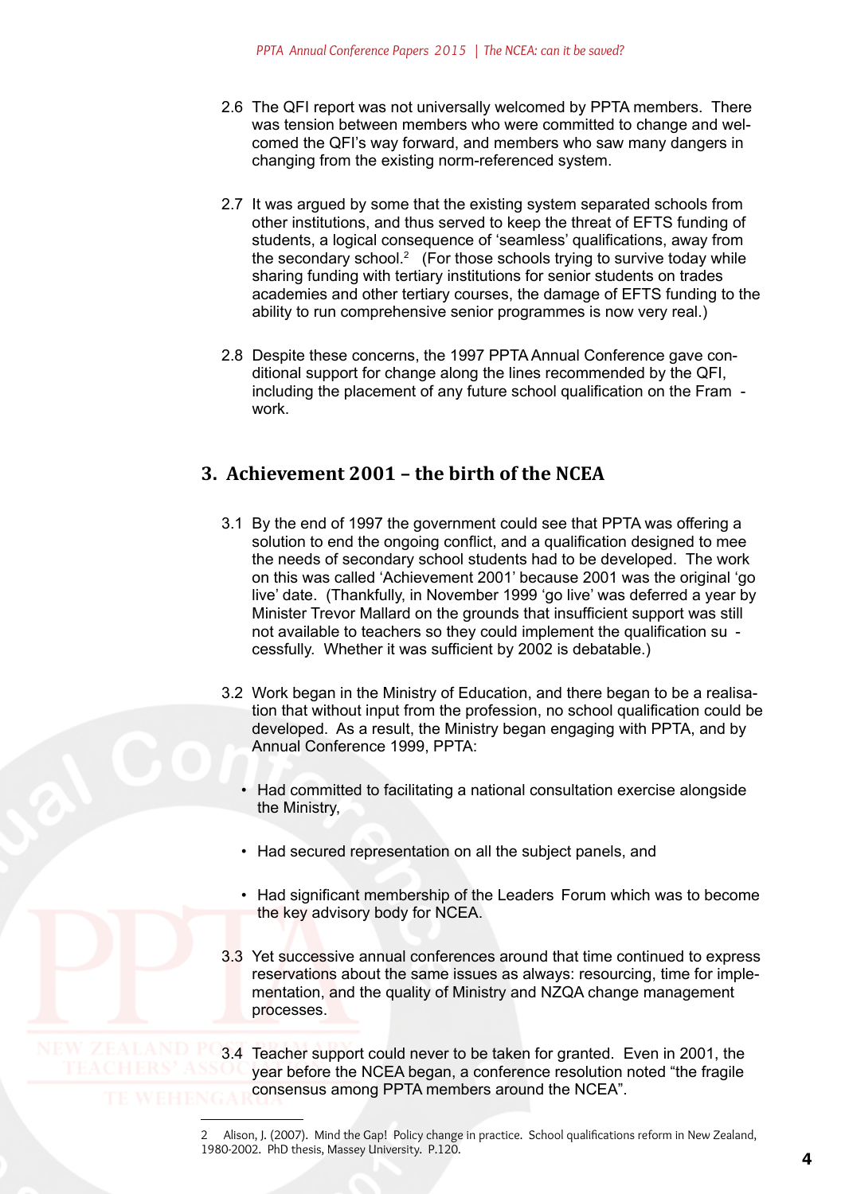2.6 The QFI report was not universally welcomed by PPTA members. There was tension between members who were committed to change and welcomed the QFI's way forward, and members who saw many dangers in changing from the existing norm-referenced system.

2.7 It was argued by some that the existing system separated schools from other institutions, and thus served to keep the threat of EFTS funding of students, a logical consequence of 'seamless' qualifications, away from the secondary school.[2] (For those schools trying to survive today while sharing funding with tertiary institutions for senior students on trades academies and other tertiary courses, the damage of EFTS funding to the ability to run comprehensive senior programmes is now very real.)

2.8 Despite these concerns, the 1997 PPTA Annual Conference gave conditional support for change along the lines recommended by the QFI, including the placement of any future school qualification on the Fram - work.

## 3. Achievement 2001 – the birth of the NCEA

3.1 By the end of 1997 the government could see that PPTA was offering a solution to end the ongoing conflict, and a qualification designed to mee the needs of secondary school students had to be developed. The work on this was called 'Achievement 2001' because 2001 was the original 'go live' date. (Thankfully, in November 1999 'go live' was deferred a year by Minister Trevor Mallard on the grounds that insufficient support was still not available to teachers so they could implement the qualification su - cessfully. Whether it was sufficient by 2002 is debatable.)

3.2 Work began in the Ministry of Education, and there began to be a realisation that without input from the profession, no school qualification could be developed. As a result, the Ministry began engaging with PPTA, and by Annual Conference 1999, PPTA:

- Had committed to facilitating a national consultation exercise alongside the Ministry,
- Had secured representation on all the subject panels, and
- Had significant membership of the Leaders Forum which was to become the key advisory body for NCEA.

3.3 Yet successive annual conferences around that time continued to express reservations about the same issues as always: resourcing, time for implementation, and the quality of Ministry and NZQA change management processes.

3.4 Teacher support could never to be taken for granted. Even in 2001, the year before the NCEA began, a conference resolution noted "the fragile consensus among PPTA members around the NCEA".

---

2 Alison, J. (2007). Mind the Gap! Policy change in practice. School qualifications reform in New Zealand, 1980-2002. PhD thesis, Massey University. P.120.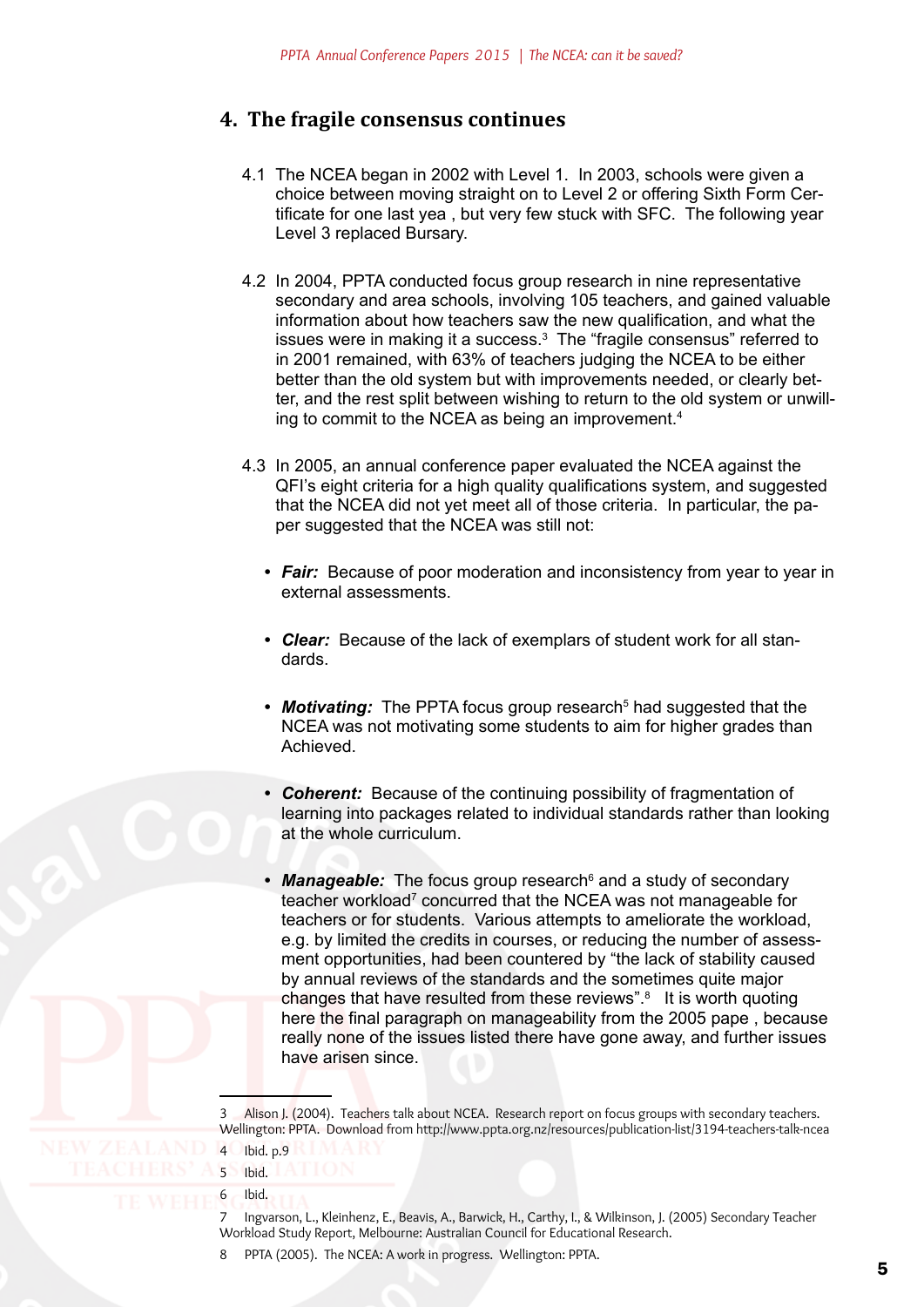## 4. The fragile consensus continues

4.1 The NCEA began in 2002 with Level 1. In 2003, schools were given a choice between moving straight on to Level 2 or offering Sixth Form Certificate for one last yea , but very few stuck with SFC. The following year Level 3 replaced Bursary.

4.2 In 2004, PPTA conducted focus group research in nine representative secondary and area schools, involving 105 teachers, and gained valuable information about how teachers saw the new qualification, and what the issues were in making it a success.[3] The "fragile consensus" referred to in 2001 remained, with 63% of teachers judging the NCEA to be either better than the old system but with improvements needed, or clearly better, and the rest split between wishing to return to the old system or unwilling to commit to the NCEA as being an improvement.[4]

4.3 In 2005, an annual conference paper evaluated the NCEA against the QFI's eight criteria for a high quality qualifications system, and suggested that the NCEA did not yet meet all of those criteria. In particular, the paper suggested that the NCEA was still not:

- ***Fair:*** Because of poor moderation and inconsistency from year to year in external assessments.
- ***Clear:*** Because of the lack of exemplars of student work for all standards.
- ***Motivating:*** The PPTA focus group research[5] had suggested that the NCEA was not motivating some students to aim for higher grades than Achieved.
- ***Coherent:*** Because of the continuing possibility of fragmentation of learning into packages related to individual standards rather than looking at the whole curriculum.
- ***Manageable:*** The focus group research[6] and a study of secondary teacher workload[7] concurred that the NCEA was not manageable for teachers or for students. Various attempts to ameliorate the workload, e.g. by limited the credits in courses, or reducing the number of assessment opportunities, had been countered by "the lack of stability caused by annual reviews of the standards and the sometimes quite major changes that have resulted from these reviews".[8] It is worth quoting here the final paragraph on manageability from the 2005 pape , because really none of the issues listed there have gone away, and further issues have arisen since.

---

3 Alison J. (2004). Teachers talk about NCEA. Research report on focus groups with secondary teachers. Wellington: PPTA. Download from http://www.ppta.org.nz/resources/publication-list/3194-teachers-talk-ncea

4 Ibid. p.9

5 Ibid.

6 Ibid.

7 Ingvarson, L., Kleinhenz, E., Beavis, A., Barwick, H., Carthy, I., & Wilkinson, J. (2005) Secondary Teacher Workload Study Report, Melbourne: Australian Council for Educational Research.

8 PPTA (2005). The NCEA: A work in progress. Wellington: PPTA.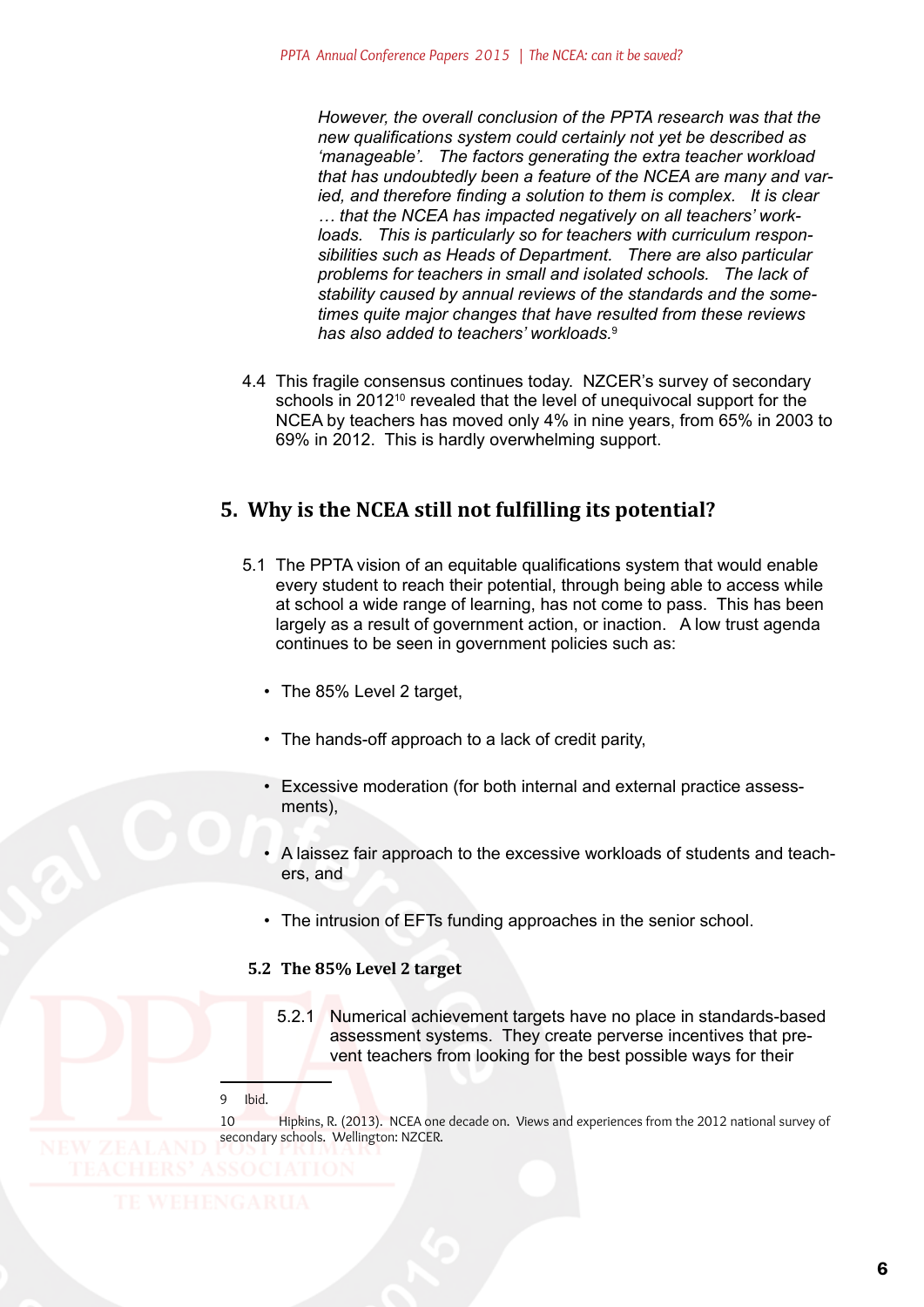> *However, the overall conclusion of the PPTA research was that the new qualifications system could certainly not yet be described as 'manageable'. The factors generating the extra teacher workload that has undoubtedly been a feature of the NCEA are many and varied, and therefore finding a solution to them is complex. It is clear … that the NCEA has impacted negatively on all teachers' workloads. This is particularly so for teachers with curriculum responsibilities such as Heads of Department. There are also particular problems for teachers in small and isolated schools. The lack of stability caused by annual reviews of the standards and the sometimes quite major changes that have resulted from these reviews has also added to teachers' workloads.*[9]

4.4 This fragile consensus continues today. NZCER's survey of secondary schools in 2012[10] revealed that the level of unequivocal support for the NCEA by teachers has moved only 4% in nine years, from 65% in 2003 to 69% in 2012. This is hardly overwhelming support.

## 5. Why is the NCEA still not fulfilling its potential?

5.1 The PPTA vision of an equitable qualifications system that would enable every student to reach their potential, through being able to access while at school a wide range of learning, has not come to pass. This has been largely as a result of government action, or inaction. A low trust agenda continues to be seen in government policies such as:

- The 85% Level 2 target,
- The hands-off approach to a lack of credit parity,
- Excessive moderation (for both internal and external practice assessments),
- A laissez fair approach to the excessive workloads of students and teachers, and
- The intrusion of EFTs funding approaches in the senior school.

### 5.2 The 85% Level 2 target

5.2.1 Numerical achievement targets have no place in standards-based assessment systems. They create perverse incentives that prevent teachers from looking for the best possible ways for their

---

9 Ibid.

10 Hipkins, R. (2013). NCEA one decade on. Views and experiences from the 2012 national survey of secondary schools. Wellington: NZCER.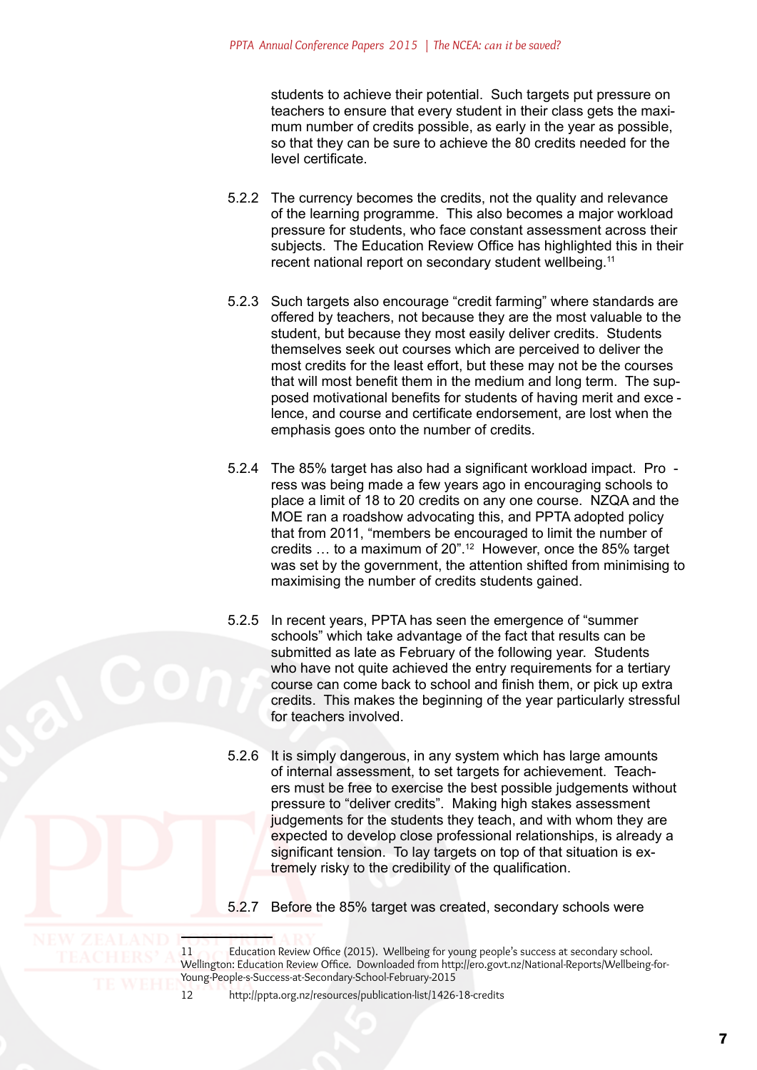students to achieve their potential. Such targets put pressure on teachers to ensure that every student in their class gets the maximum number of credits possible, as early in the year as possible, so that they can be sure to achieve the 80 credits needed for the level certificate.

5.2.2 The currency becomes the credits, not the quality and relevance of the learning programme. This also becomes a major workload pressure for students, who face constant assessment across their subjects. The Education Review Office has highlighted this in their recent national report on secondary student wellbeing.[11]

5.2.3 Such targets also encourage "credit farming" where standards are offered by teachers, not because they are the most valuable to the student, but because they most easily deliver credits. Students themselves seek out courses which are perceived to deliver the most credits for the least effort, but these may not be the courses that will most benefit them in the medium and long term. The supposed motivational benefits for students of having merit and excellence, and course and certificate endorsement, are lost when the emphasis goes onto the number of credits.

5.2.4 The 85% target has also had a significant workload impact. Progress was being made a few years ago in encouraging schools to place a limit of 18 to 20 credits on any one course. NZQA and the MOE ran a roadshow advocating this, and PPTA adopted policy that from 2011, "members be encouraged to limit the number of credits … to a maximum of 20".[12] However, once the 85% target was set by the government, the attention shifted from minimising to maximising the number of credits students gained.

5.2.5 In recent years, PPTA has seen the emergence of "summer schools" which take advantage of the fact that results can be submitted as late as February of the following year. Students who have not quite achieved the entry requirements for a tertiary course can come back to school and finish them, or pick up extra credits. This makes the beginning of the year particularly stressful for teachers involved.

5.2.6 It is simply dangerous, in any system which has large amounts of internal assessment, to set targets for achievement. Teachers must be free to exercise the best possible judgements without pressure to "deliver credits". Making high stakes assessment judgements for the students they teach, and with whom they are expected to develop close professional relationships, is already a significant tension. To lay targets on top of that situation is extremely risky to the credibility of the qualification.

5.2.7 Before the 85% target was created, secondary schools were

---

11 Education Review Office (2015). Wellbeing for young people's success at secondary school. Wellington: Education Review Office. Downloaded from http://ero.govt.nz/National-Reports/Wellbeing-for-Young-People-s-Success-at-Secondary-School-February-2015

12 http://ppta.org.nz/resources/publication-list/1426-18-credits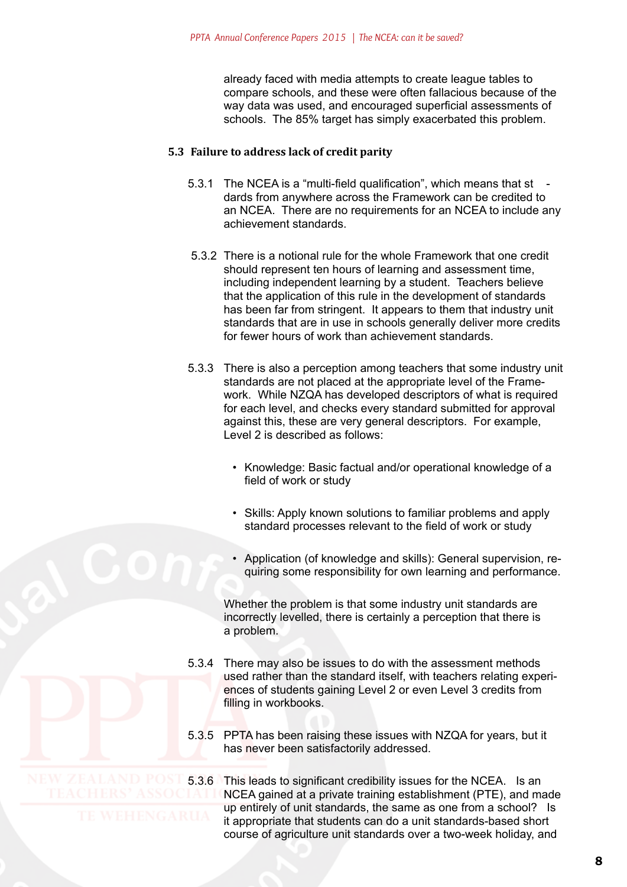already faced with media attempts to create league tables to compare schools, and these were often fallacious because of the way data was used, and encouraged superficial assessments of schools. The 85% target has simply exacerbated this problem.

### 5.3 Failure to address lack of credit parity

5.3.1 The NCEA is a "multi-field qualification", which means that st - dards from anywhere across the Framework can be credited to an NCEA. There are no requirements for an NCEA to include any achievement standards.

5.3.2 There is a notional rule for the whole Framework that one credit should represent ten hours of learning and assessment time, including independent learning by a student. Teachers believe that the application of this rule in the development of standards has been far from stringent. It appears to them that industry unit standards that are in use in schools generally deliver more credits for fewer hours of work than achievement standards.

5.3.3 There is also a perception among teachers that some industry unit standards are not placed at the appropriate level of the Framework. While NZQA has developed descriptors of what is required for each level, and checks every standard submitted for approval against this, these are very general descriptors. For example, Level 2 is described as follows:

- Knowledge: Basic factual and/or operational knowledge of a field of work or study
- Skills: Apply known solutions to familiar problems and apply standard processes relevant to the field of work or study
- Application (of knowledge and skills): General supervision, requiring some responsibility for own learning and performance.

Whether the problem is that some industry unit standards are incorrectly levelled, there is certainly a perception that there is a problem.

5.3.4 There may also be issues to do with the assessment methods used rather than the standard itself, with teachers relating experiences of students gaining Level 2 or even Level 3 credits from filling in workbooks.

5.3.5 PPTA has been raising these issues with NZQA for years, but it has never been satisfactorily addressed.

5.3.6 This leads to significant credibility issues for the NCEA. Is an NCEA gained at a private training establishment (PTE), and made up entirely of unit standards, the same as one from a school? Is it appropriate that students can do a unit standards-based short course of agriculture unit standards over a two-week holiday, and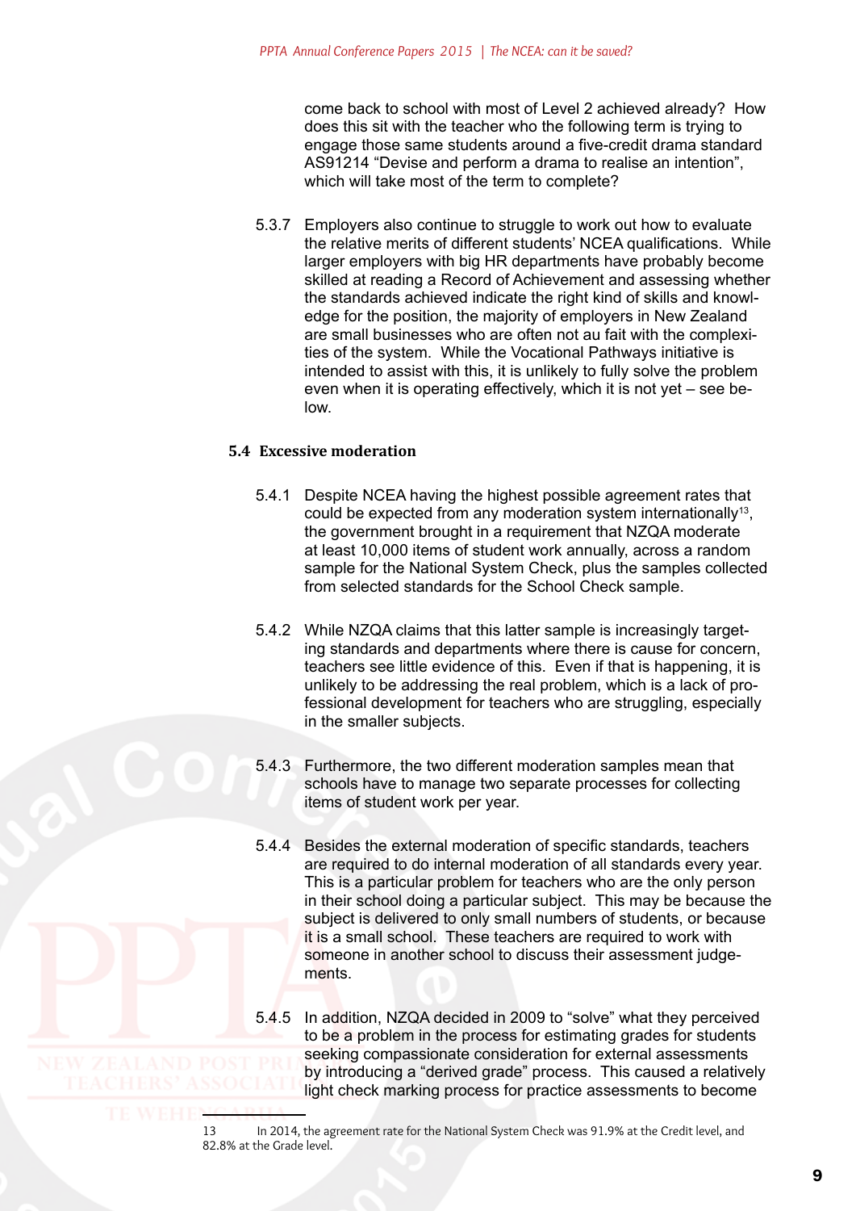come back to school with most of Level 2 achieved already? How does this sit with the teacher who the following term is trying to engage those same students around a five-credit drama standard AS91214 "Devise and perform a drama to realise an intention", which will take most of the term to complete?

5.3.7 Employers also continue to struggle to work out how to evaluate the relative merits of different students' NCEA qualifications. While larger employers with big HR departments have probably become skilled at reading a Record of Achievement and assessing whether the standards achieved indicate the right kind of skills and knowledge for the position, the majority of employers in New Zealand are small businesses who are often not au fait with the complexities of the system. While the Vocational Pathways initiative is intended to assist with this, it is unlikely to fully solve the problem even when it is operating effectively, which it is not yet – see below.

### 5.4 Excessive moderation

5.4.1 Despite NCEA having the highest possible agreement rates that could be expected from any moderation system internationally[13], the government brought in a requirement that NZQA moderate at least 10,000 items of student work annually, across a random sample for the National System Check, plus the samples collected from selected standards for the School Check sample.

5.4.2 While NZQA claims that this latter sample is increasingly targeting standards and departments where there is cause for concern, teachers see little evidence of this. Even if that is happening, it is unlikely to be addressing the real problem, which is a lack of professional development for teachers who are struggling, especially in the smaller subjects.

5.4.3 Furthermore, the two different moderation samples mean that schools have to manage two separate processes for collecting items of student work per year.

5.4.4 Besides the external moderation of specific standards, teachers are required to do internal moderation of all standards every year. This is a particular problem for teachers who are the only person in their school doing a particular subject. This may be because the subject is delivered to only small numbers of students, or because it is a small school. These teachers are required to work with someone in another school to discuss their assessment judgements.

5.4.5 In addition, NZQA decided in 2009 to "solve" what they perceived to be a problem in the process for estimating grades for students seeking compassionate consideration for external assessments by introducing a "derived grade" process. This caused a relatively light check marking process for practice assessments to become

---

13 In 2014, the agreement rate for the National System Check was 91.9% at the Credit level, and 82.8% at the Grade level.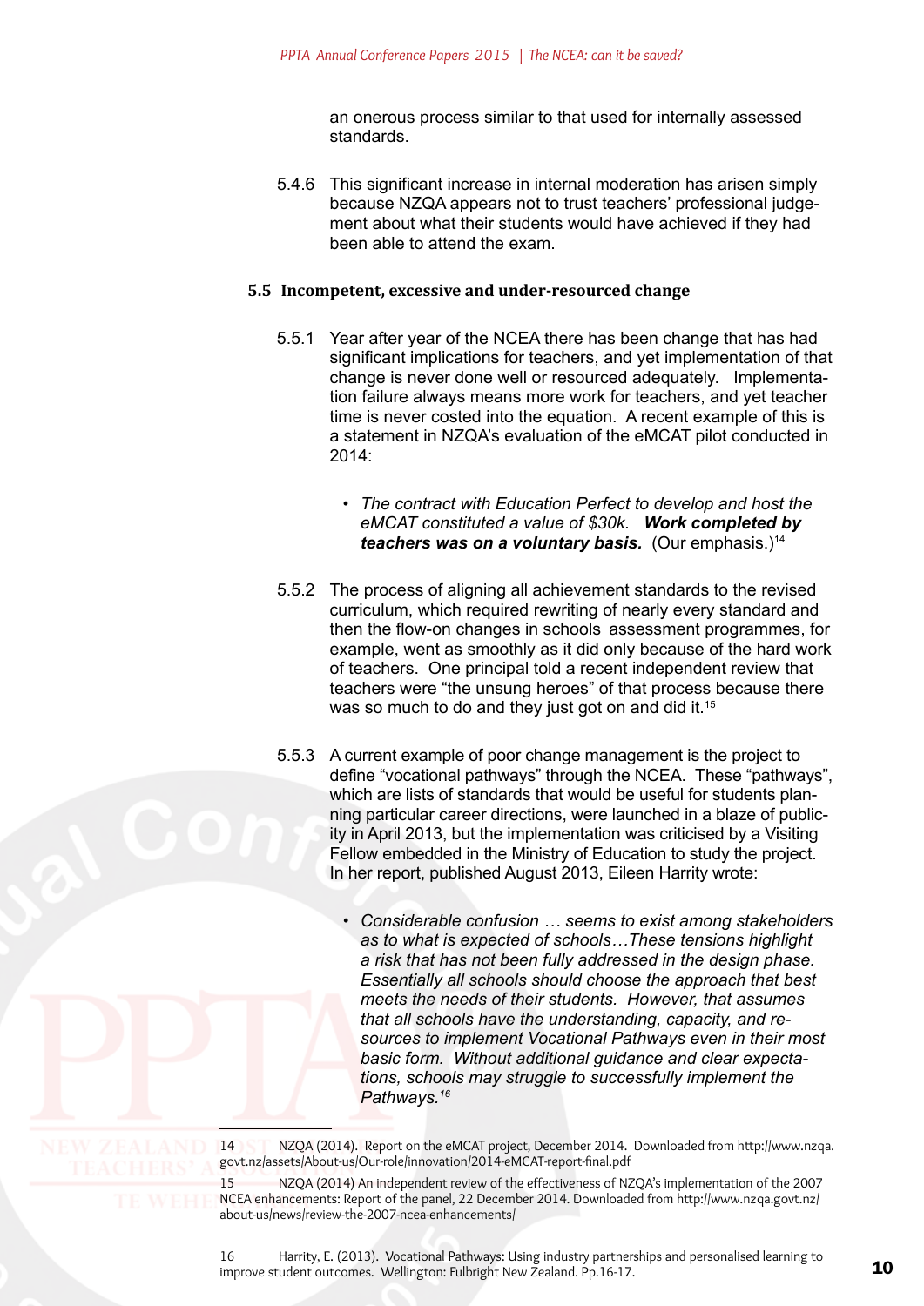an onerous process similar to that used for internally assessed standards.

5.4.6 This significant increase in internal moderation has arisen simply because NZQA appears not to trust teachers' professional judgement about what their students would have achieved if they had been able to attend the exam.

### 5.5 Incompetent, excessive and under-resourced change

5.5.1 Year after year of the NCEA there has been change that has had significant implications for teachers, and yet implementation of that change is never done well or resourced adequately. Implementation failure always means more work for teachers, and yet teacher time is never costed into the equation. A recent example of this is a statement in NZQA's evaluation of the eMCAT pilot conducted in 2014:

- *The contract with Education Perfect to develop and host the eMCAT constituted a value of $30k.* ***Work completed by teachers was on a voluntary basis.*** (Our emphasis.)[14]

5.5.2 The process of aligning all achievement standards to the revised curriculum, which required rewriting of nearly every standard and then the flow-on changes in schools assessment programmes, for example, went as smoothly as it did only because of the hard work of teachers. One principal told a recent independent review that teachers were "the unsung heroes" of that process because there was so much to do and they just got on and did it.[15]

5.5.3 A current example of poor change management is the project to define "vocational pathways" through the NCEA. These "pathways", which are lists of standards that would be useful for students planning particular career directions, were launched in a blaze of publicity in April 2013, but the implementation was criticised by a Visiting Fellow embedded in the Ministry of Education to study the project. In her report, published August 2013, Eileen Harrity wrote:

- *Considerable confusion … seems to exist among stakeholders as to what is expected of schools…These tensions highlight a risk that has not been fully addressed in the design phase. Essentially all schools should choose the approach that best meets the needs of their students. However, that assumes that all schools have the understanding, capacity, and resources to implement Vocational Pathways even in their most basic form. Without additional guidance and clear expectations, schools may struggle to successfully implement the Pathways.*[16]

---

14 NZQA (2014). Report on the eMCAT project, December 2014. Downloaded from http://www.nzqa.govt.nz/assets/About-us/Our-role/innovation/2014-eMCAT-report-final.pdf

15 NZQA (2014) An independent review of the effectiveness of NZQA's implementation of the 2007 NCEA enhancements: Report of the panel, 22 December 2014. Downloaded from http://www.nzqa.govt.nz/about-us/news/review-the-2007-ncea-enhancements/

16 Harrity, E. (2013). Vocational Pathways: Using industry partnerships and personalised learning to improve student outcomes. Wellington: Fulbright New Zealand. Pp.16-17.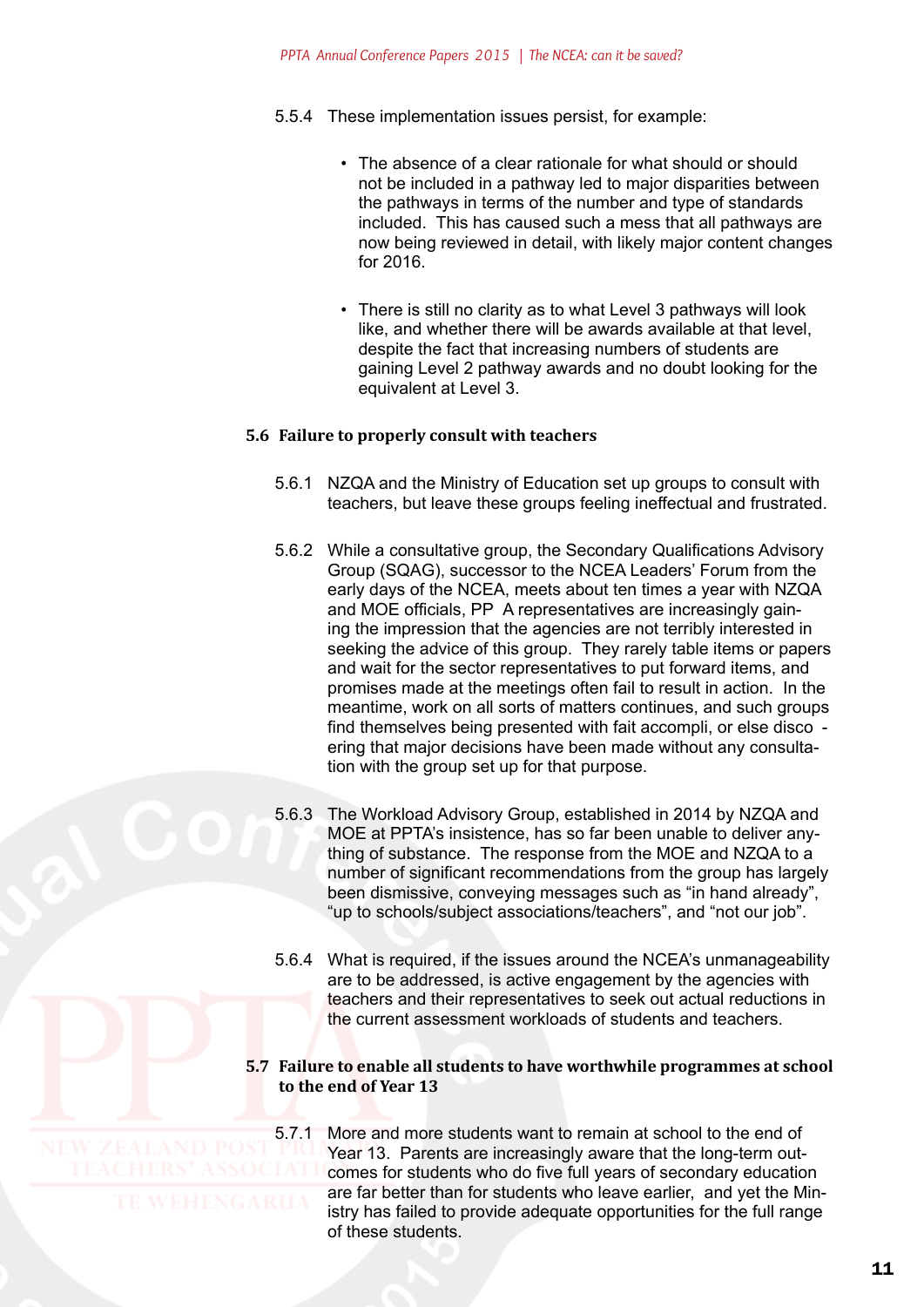5.5.4 These implementation issues persist, for example:

- The absence of a clear rationale for what should or should not be included in a pathway led to major disparities between the pathways in terms of the number and type of standards included. This has caused such a mess that all pathways are now being reviewed in detail, with likely major content changes for 2016.
- There is still no clarity as to what Level 3 pathways will look like, and whether there will be awards available at that level, despite the fact that increasing numbers of students are gaining Level 2 pathway awards and no doubt looking for the equivalent at Level 3.

### 5.6 Failure to properly consult with teachers

5.6.1 NZQA and the Ministry of Education set up groups to consult with teachers, but leave these groups feeling ineffectual and frustrated.

5.6.2 While a consultative group, the Secondary Qualifications Advisory Group (SQAG), successor to the NCEA Leaders' Forum from the early days of the NCEA, meets about ten times a year with NZQA and MOE officials, PPTA representatives are increasingly gaining the impression that the agencies are not terribly interested in seeking the advice of this group. They rarely table items or papers and wait for the sector representatives to put forward items, and promises made at the meetings often fail to result in action. In the meantime, work on all sorts of matters continues, and such groups find themselves being presented with fait accompli, or else discovering that major decisions have been made without any consultation with the group set up for that purpose.

5.6.3 The Workload Advisory Group, established in 2014 by NZQA and MOE at PPTA's insistence, has so far been unable to deliver anything of substance. The response from the MOE and NZQA to a number of significant recommendations from the group has largely been dismissive, conveying messages such as "in hand already", "up to schools/subject associations/teachers", and "not our job".

5.6.4 What is required, if the issues around the NCEA's unmanageability are to be addressed, is active engagement by the agencies with teachers and their representatives to seek out actual reductions in the current assessment workloads of students and teachers.

### 5.7 Failure to enable all students to have worthwhile programmes at school to the end of Year 13

5.7.1 More and more students want to remain at school to the end of Year 13. Parents are increasingly aware that the long-term outcomes for students who do five full years of secondary education are far better than for students who leave earlier, and yet the Ministry has failed to provide adequate opportunities for the full range of these students.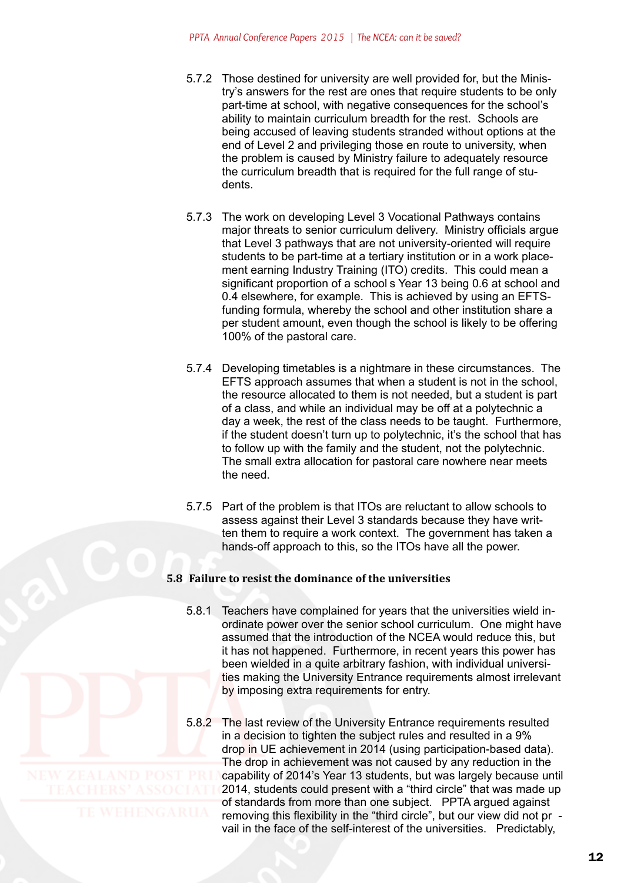5.7.2 Those destined for university are well provided for, but the Ministry's answers for the rest are ones that require students to be only part-time at school, with negative consequences for the school's ability to maintain curriculum breadth for the rest. Schools are being accused of leaving students stranded without options at the end of Level 2 and privileging those en route to university, when the problem is caused by Ministry failure to adequately resource the curriculum breadth that is required for the full range of students.

5.7.3 The work on developing Level 3 Vocational Pathways contains major threats to senior curriculum delivery. Ministry officials argue that Level 3 pathways that are not university-oriented will require students to be part-time at a tertiary institution or in a work placement earning Industry Training (ITO) credits. This could mean a significant proportion of a school s Year 13 being 0.6 at school and 0.4 elsewhere, for example. This is achieved by using an EFTS-funding formula, whereby the school and other institution share a per student amount, even though the school is likely to be offering 100% of the pastoral care.

5.7.4 Developing timetables is a nightmare in these circumstances. The EFTS approach assumes that when a student is not in the school, the resource allocated to them is not needed, but a student is part of a class, and while an individual may be off at a polytechnic a day a week, the rest of the class needs to be taught. Furthermore, if the student doesn't turn up to polytechnic, it's the school that has to follow up with the family and the student, not the polytechnic. The small extra allocation for pastoral care nowhere near meets the need.

5.7.5 Part of the problem is that ITOs are reluctant to allow schools to assess against their Level 3 standards because they have written them to require a work context. The government has taken a hands-off approach to this, so the ITOs have all the power.

### 5.8 Failure to resist the dominance of the universities

5.8.1 Teachers have complained for years that the universities wield inordinate power over the senior school curriculum. One might have assumed that the introduction of the NCEA would reduce this, but it has not happened. Furthermore, in recent years this power has been wielded in a quite arbitrary fashion, with individual universities making the University Entrance requirements almost irrelevant by imposing extra requirements for entry.

5.8.2 The last review of the University Entrance requirements resulted in a decision to tighten the subject rules and resulted in a 9% drop in UE achievement in 2014 (using participation-based data). The drop in achievement was not caused by any reduction in the capability of 2014's Year 13 students, but was largely because until 2014, students could present with a "third circle" that was made up of standards from more than one subject. PPTA argued against removing this flexibility in the "third circle", but our view did not prevail in the face of the self-interest of the universities. Predictably,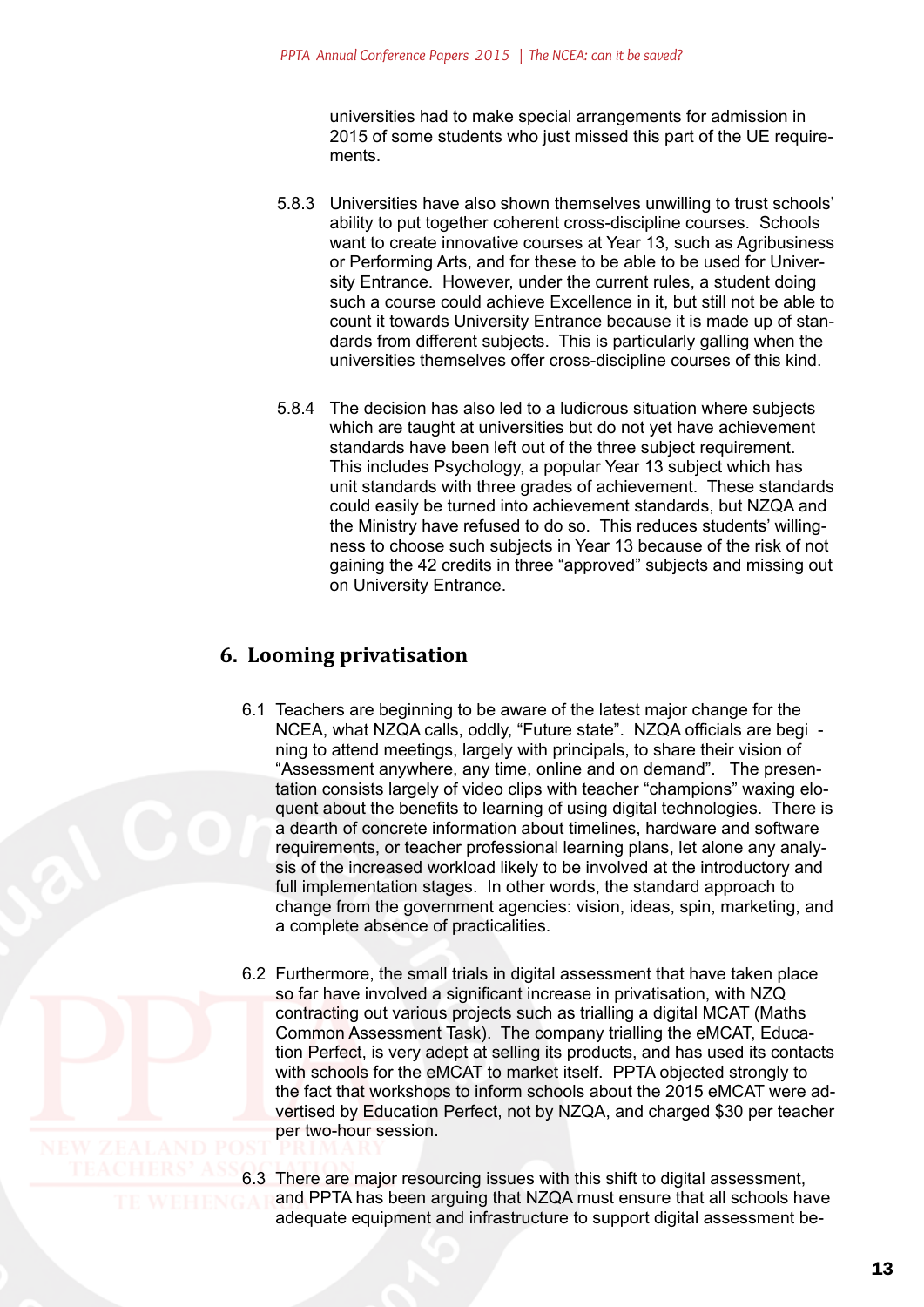universities had to make special arrangements for admission in 2015 of some students who just missed this part of the UE requirements.

5.8.3 Universities have also shown themselves unwilling to trust schools' ability to put together coherent cross-discipline courses. Schools want to create innovative courses at Year 13, such as Agribusiness or Performing Arts, and for these to be able to be used for University Entrance. However, under the current rules, a student doing such a course could achieve Excellence in it, but still not be able to count it towards University Entrance because it is made up of standards from different subjects. This is particularly galling when the universities themselves offer cross-discipline courses of this kind.

5.8.4 The decision has also led to a ludicrous situation where subjects which are taught at universities but do not yet have achievement standards have been left out of the three subject requirement. This includes Psychology, a popular Year 13 subject which has unit standards with three grades of achievement. These standards could easily be turned into achievement standards, but NZQA and the Ministry have refused to do so. This reduces students' willingness to choose such subjects in Year 13 because of the risk of not gaining the 42 credits in three "approved" subjects and missing out on University Entrance.

## 6. Looming privatisation

6.1 Teachers are beginning to be aware of the latest major change for the NCEA, what NZQA calls, oddly, "Future state". NZQA officials are beginning to attend meetings, largely with principals, to share their vision of "Assessment anywhere, any time, online and on demand". The presentation consists largely of video clips with teacher "champions" waxing eloquent about the benefits to learning of using digital technologies. There is a dearth of concrete information about timelines, hardware and software requirements, or teacher professional learning plans, let alone any analysis of the increased workload likely to be involved at the introductory and full implementation stages. In other words, the standard approach to change from the government agencies: vision, ideas, spin, marketing, and a complete absence of practicalities.

6.2 Furthermore, the small trials in digital assessment that have taken place so far have involved a significant increase in privatisation, with NZQ contracting out various projects such as trialling a digital MCAT (Maths Common Assessment Task). The company trialling the eMCAT, Education Perfect, is very adept at selling its products, and has used its contacts with schools for the eMCAT to market itself. PPTA objected strongly to the fact that workshops to inform schools about the 2015 eMCAT were advertised by Education Perfect, not by NZQA, and charged $30 per teacher per two-hour session.

6.3 There are major resourcing issues with this shift to digital assessment, and PPTA has been arguing that NZQA must ensure that all schools have adequate equipment and infrastructure to support digital assessment be-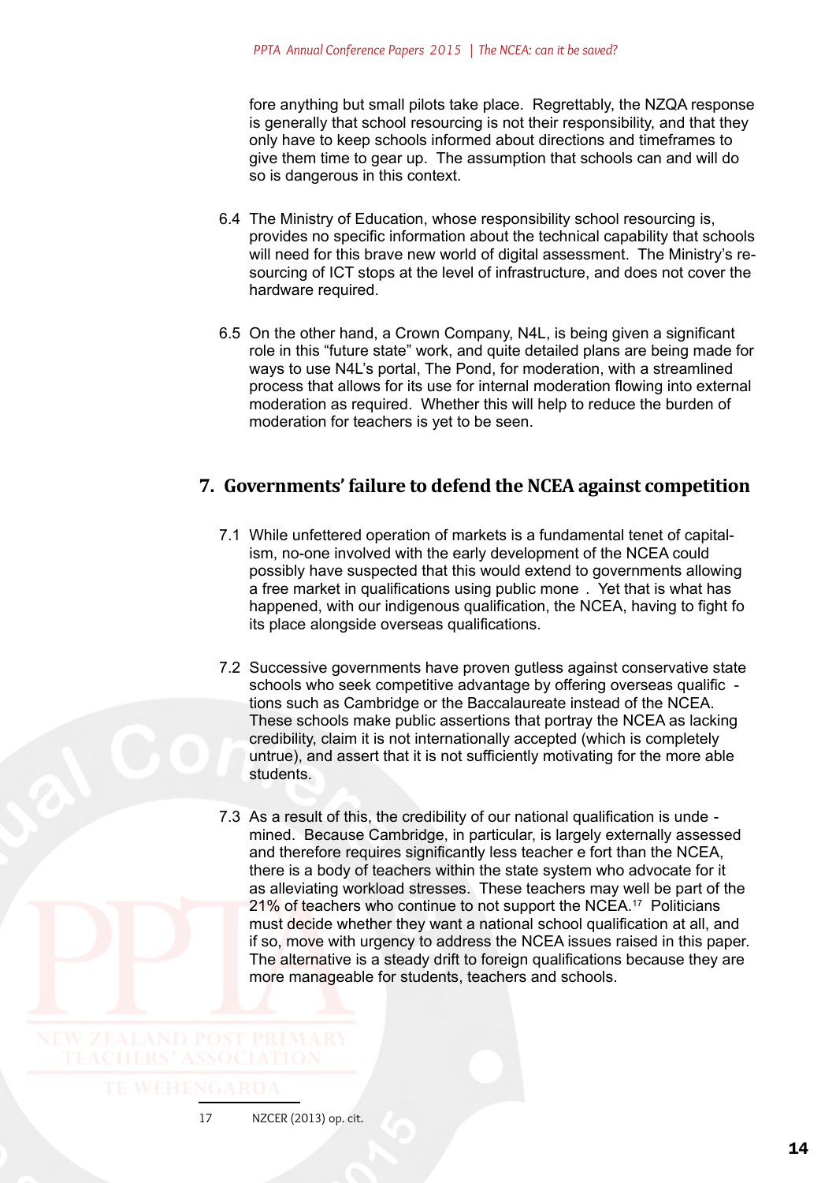fore anything but small pilots take place. Regrettably, the NZQA response is generally that school resourcing is not their responsibility, and that they only have to keep schools informed about directions and timeframes to give them time to gear up. The assumption that schools can and will do so is dangerous in this context.

6.4 The Ministry of Education, whose responsibility school resourcing is, provides no specific information about the technical capability that schools will need for this brave new world of digital assessment. The Ministry's resourcing of ICT stops at the level of infrastructure, and does not cover the hardware required.

6.5 On the other hand, a Crown Company, N4L, is being given a significant role in this "future state" work, and quite detailed plans are being made for ways to use N4L's portal, The Pond, for moderation, with a streamlined process that allows for its use for internal moderation flowing into external moderation as required. Whether this will help to reduce the burden of moderation for teachers is yet to be seen.

## 7. Governments' failure to defend the NCEA against competition

7.1 While unfettered operation of markets is a fundamental tenet of capitalism, no-one involved with the early development of the NCEA could possibly have suspected that this would extend to governments allowing a free market in qualifications using public mone . Yet that is what has happened, with our indigenous qualification, the NCEA, having to fight fo its place alongside overseas qualifications.

7.2 Successive governments have proven gutless against conservative state schools who seek competitive advantage by offering overseas qualific - tions such as Cambridge or the Baccalaureate instead of the NCEA. These schools make public assertions that portray the NCEA as lacking credibility, claim it is not internationally accepted (which is completely untrue), and assert that it is not sufficiently motivating for the more able students.

7.3 As a result of this, the credibility of our national qualification is unde - mined. Because Cambridge, in particular, is largely externally assessed and therefore requires significantly less teacher e fort than the NCEA, there is a body of teachers within the state system who advocate for it as alleviating workload stresses. These teachers may well be part of the 21% of teachers who continue to not support the NCEA.[17] Politicians must decide whether they want a national school qualification at all, and if so, move with urgency to address the NCEA issues raised in this paper. The alternative is a steady drift to foreign qualifications because they are more manageable for students, teachers and schools.

17 NZCER (2013) op. cit.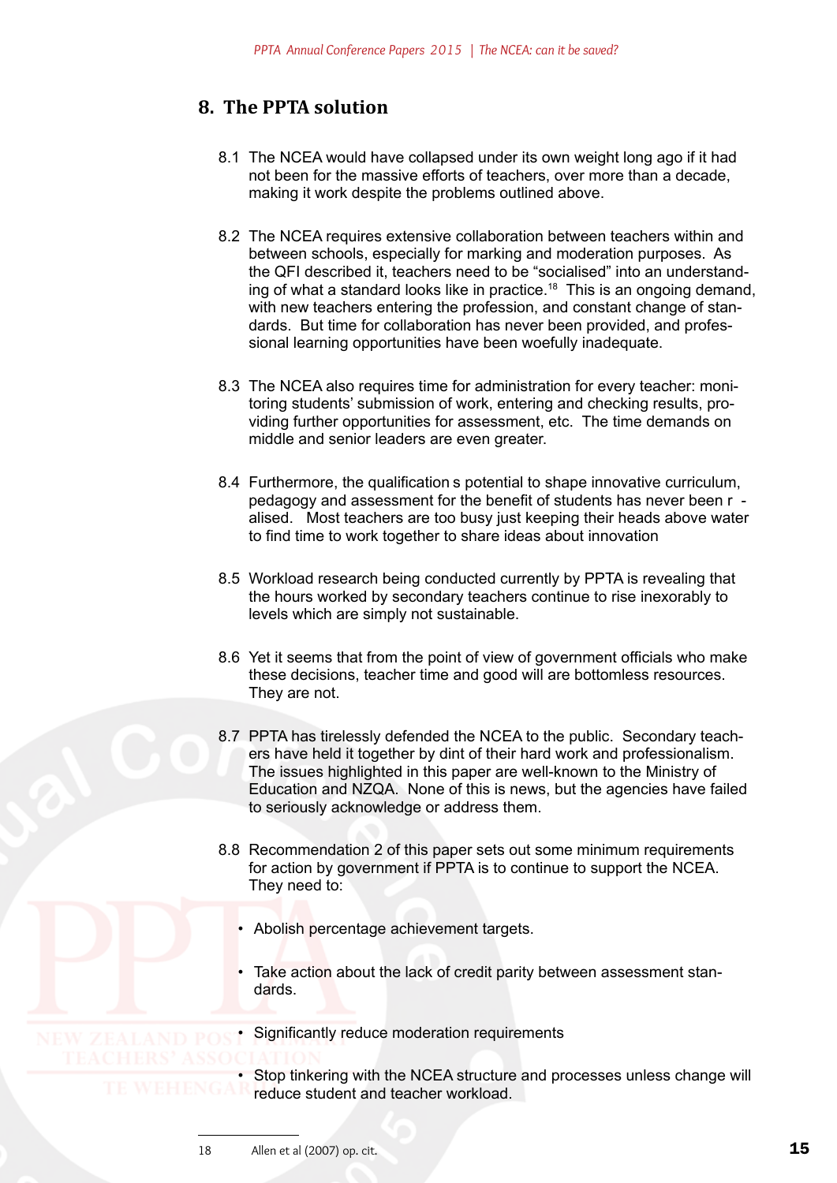## 8. The PPTA solution

8.1 The NCEA would have collapsed under its own weight long ago if it had not been for the massive efforts of teachers, over more than a decade, making it work despite the problems outlined above.

8.2 The NCEA requires extensive collaboration between teachers within and between schools, especially for marking and moderation purposes. As the QFI described it, teachers need to be "socialised" into an understanding of what a standard looks like in practice.[18] This is an ongoing demand, with new teachers entering the profession, and constant change of standards. But time for collaboration has never been provided, and professional learning opportunities have been woefully inadequate.

8.3 The NCEA also requires time for administration for every teacher: monitoring students' submission of work, entering and checking results, providing further opportunities for assessment, etc. The time demands on middle and senior leaders are even greater.

8.4 Furthermore, the qualification s potential to shape innovative curriculum, pedagogy and assessment for the benefit of students has never been r - alised. Most teachers are too busy just keeping their heads above water to find time to work together to share ideas about innovation

8.5 Workload research being conducted currently by PPTA is revealing that the hours worked by secondary teachers continue to rise inexorably to levels which are simply not sustainable.

8.6 Yet it seems that from the point of view of government officials who make these decisions, teacher time and good will are bottomless resources. They are not.

8.7 PPTA has tirelessly defended the NCEA to the public. Secondary teachers have held it together by dint of their hard work and professionalism. The issues highlighted in this paper are well-known to the Ministry of Education and NZQA. None of this is news, but the agencies have failed to seriously acknowledge or address them.

8.8 Recommendation 2 of this paper sets out some minimum requirements for action by government if PPTA is to continue to support the NCEA. They need to:

- Abolish percentage achievement targets.
- Take action about the lack of credit parity between assessment standards.
- Significantly reduce moderation requirements
- Stop tinkering with the NCEA structure and processes unless change will reduce student and teacher workload.

---

18 Allen et al (2007) op. cit.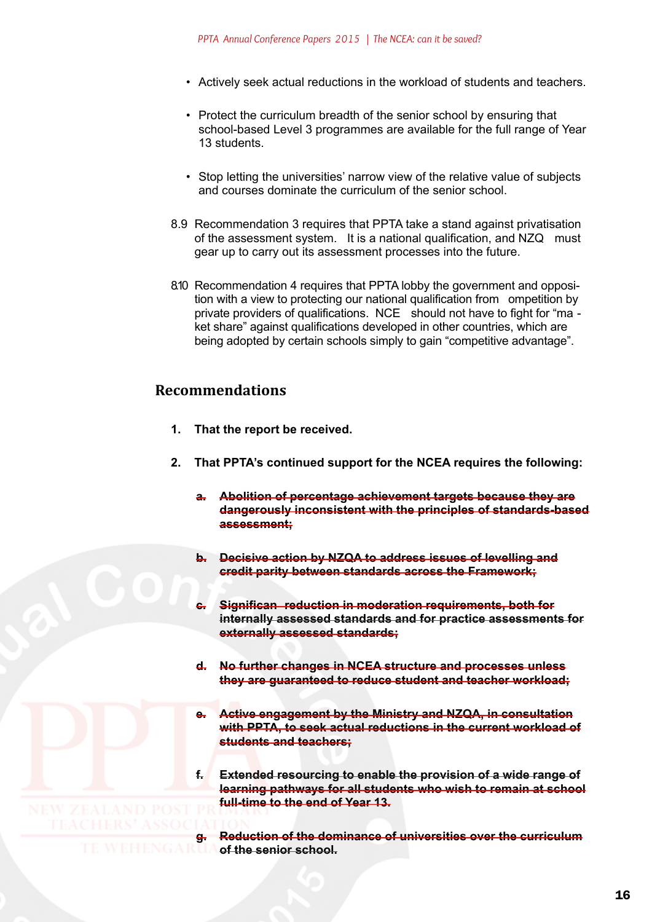- Actively seek actual reductions in the workload of students and teachers.

- Protect the curriculum breadth of the senior school by ensuring that school-based Level 3 programmes are available for the full range of Year 13 students.

- Stop letting the universities' narrow view of the relative value of subjects and courses dominate the curriculum of the senior school.

8.9 Recommendation 3 requires that PPTA take a stand against privatisation of the assessment system. It is a national qualification, and NZQ must gear up to carry out its assessment processes into the future.

8.10 Recommendation 4 requires that PPTA lobby the government and opposition with a view to protecting our national qualification from competition by private providers of qualifications. NCE should not have to fight for "ma - ket share" against qualifications developed in other countries, which are being adopted by certain schools simply to gain "competitive advantage".

## Recommendations

1. **That the report be received.**

2. **That PPTA's continued support for the NCEA requires the following:**

   a. ~~**Abolition of percentage achievement targets because they are dangerously inconsistent with the principles of standards-based assessment;**~~

   b. ~~**Decisive action by NZQA to address issues of levelling and credit parity between standards across the Framework;**~~

   c. ~~**Significan reduction in moderation requirements, both for internally assessed standards and for practice assessments for externally assessed standards;**~~

   d. ~~**No further changes in NCEA structure and processes unless they are guaranteed to reduce student and teacher workload;**~~

   e. ~~**Active engagement by the Ministry and NZQA, in consultation with PPTA, to seek actual reductions in the current workload of students and teachers;**~~

   f. ~~**Extended resourcing to enable the provision of a wide range of learning pathways for all students who wish to remain at school full-time to the end of Year 13.**~~

   g. ~~**Reduction of the dominance of universities over the curriculum of the senior school.**~~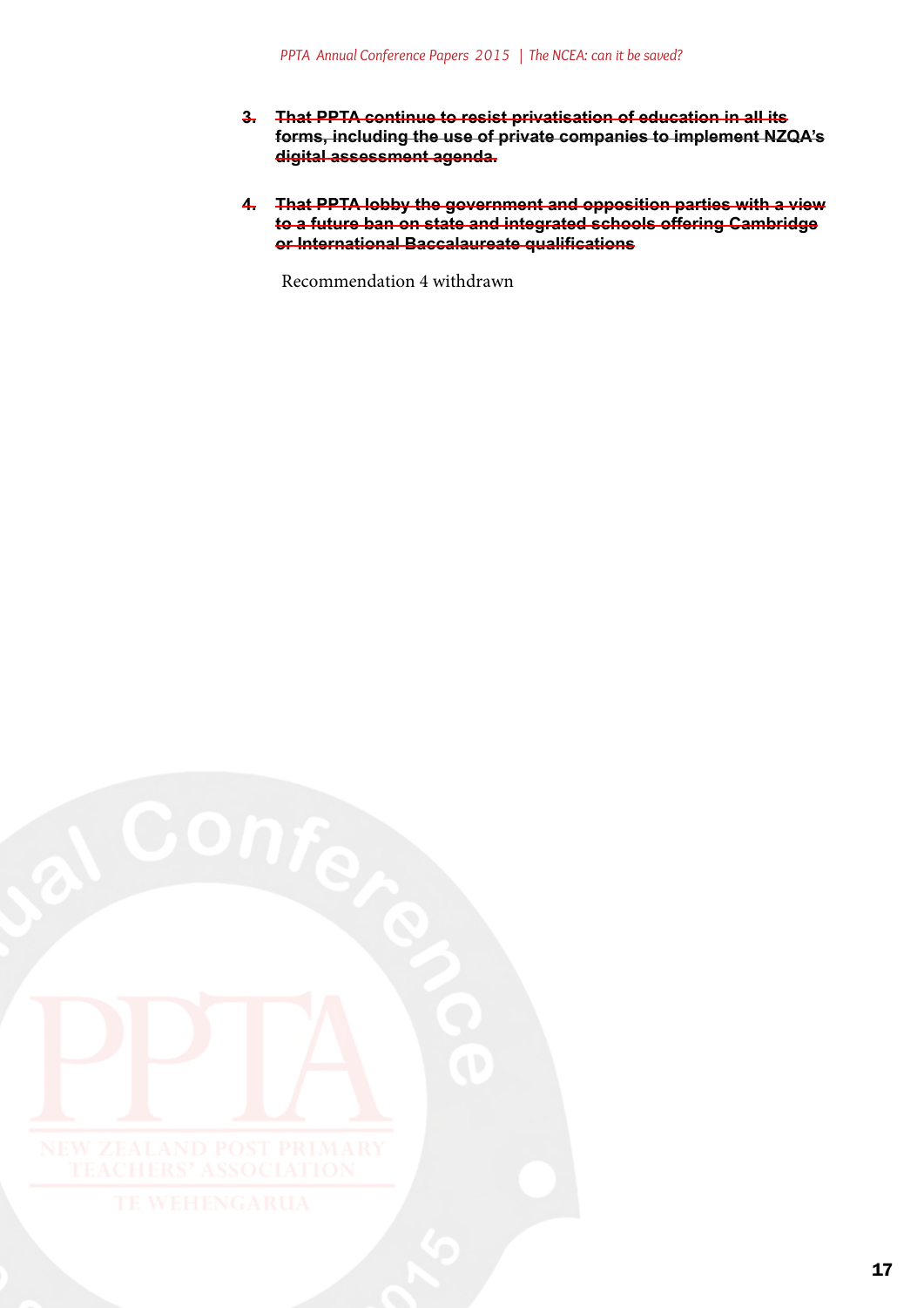3. ~~**That PPTA continue to resist privatisation of education in all its forms, including the use of private companies to implement NZQA's digital assessment agenda.**~~

4. ~~**That PPTA lobby the government and opposition parties with a view to a future ban on state and integrated schools offering Cambridge or International Baccalaureate qualifications**~~

   Recommendation 4 withdrawn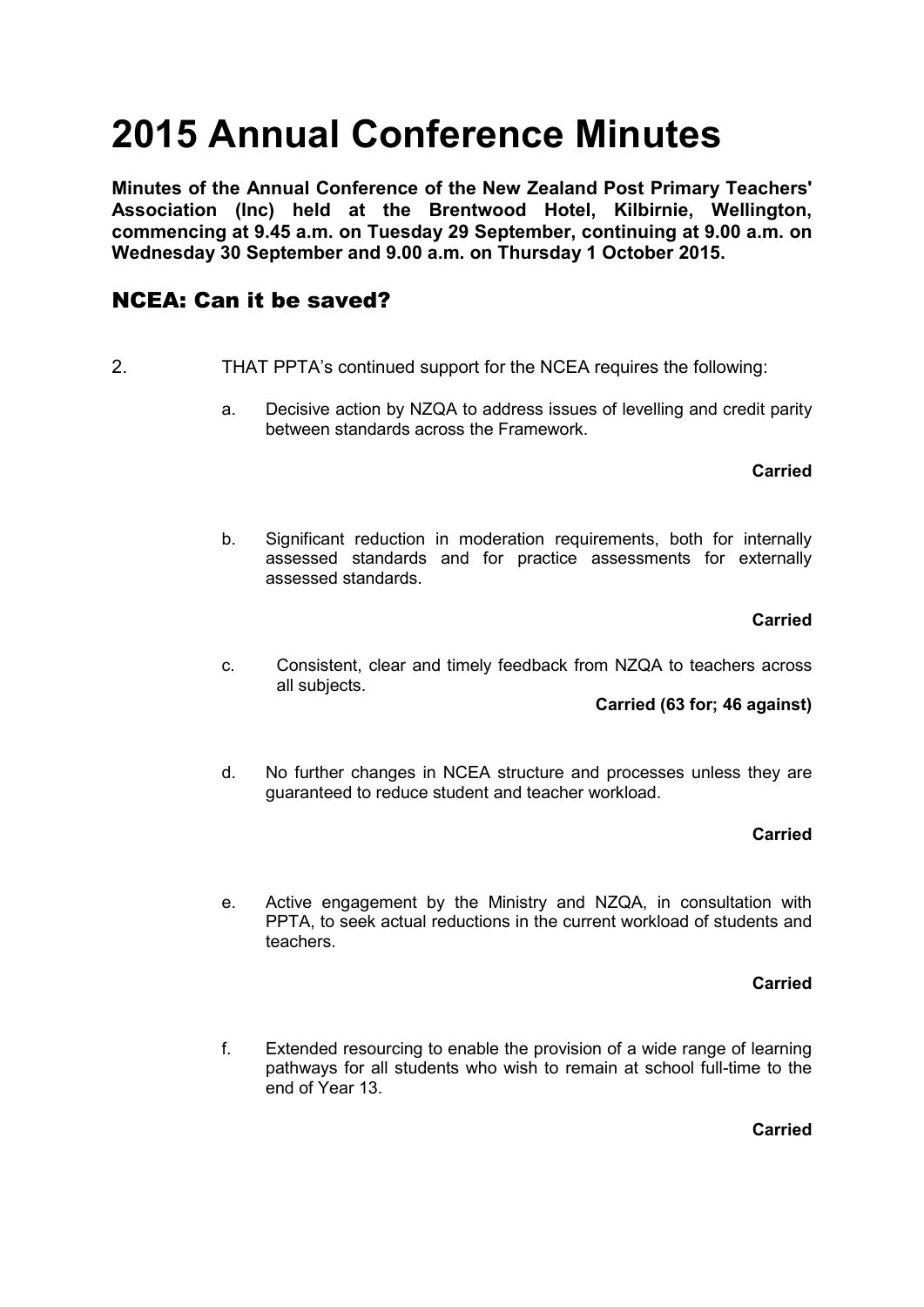# 2015 Annual Conference Minutes

**Minutes of the Annual Conference of the New Zealand Post Primary Teachers' Association (Inc) held at the Brentwood Hotel, Kilbirnie, Wellington, commencing at 9.45 a.m. on Tuesday 29 September, continuing at 9.00 a.m. on Wednesday 30 September and 9.00 a.m. on Thursday 1 October 2015.**

## NCEA: Can it be saved?

2. THAT PPTA's continued support for the NCEA requires the following:

   a. Decisive action by NZQA to address issues of levelling and credit parity between standards across the Framework.

   **Carried**

   b. Significant reduction in moderation requirements, both for internally assessed standards and for practice assessments for externally assessed standards.

   **Carried**

   c. Consistent, clear and timely feedback from NZQA to teachers across all subjects.

   **Carried (63 for; 46 against)**

   d. No further changes in NCEA structure and processes unless they are guaranteed to reduce student and teacher workload.

   **Carried**

   e. Active engagement by the Ministry and NZQA, in consultation with PPTA, to seek actual reductions in the current workload of students and teachers.

   **Carried**

   f. Extended resourcing to enable the provision of a wide range of learning pathways for all students who wish to remain at school full-time to the end of Year 13.

   **Carried**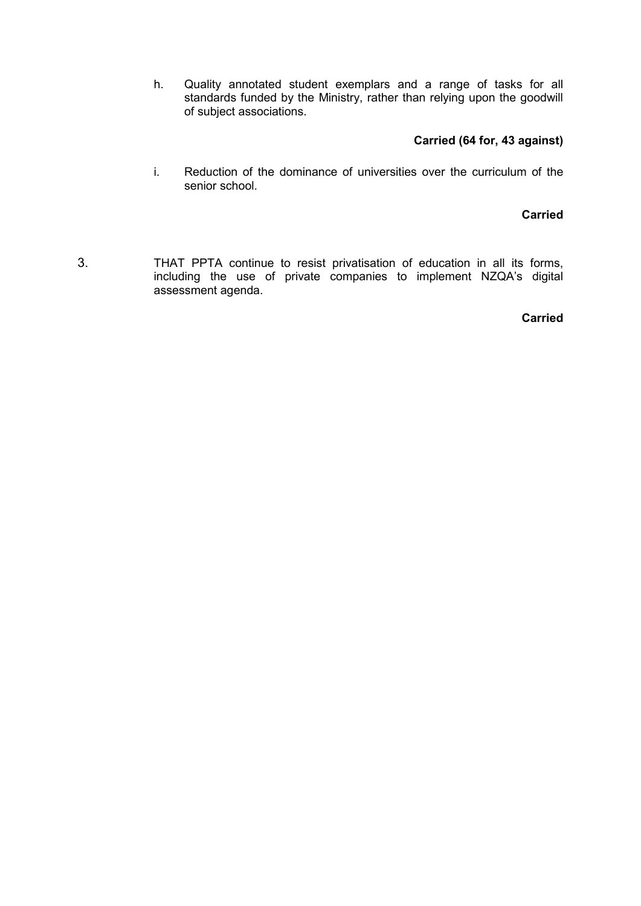h. Quality annotated student exemplars and a range of tasks for all standards funded by the Ministry, rather than relying upon the goodwill of subject associations.

**Carried (64 for, 43 against)**

i. Reduction of the dominance of universities over the curriculum of the senior school.

**Carried**

3. THAT PPTA continue to resist privatisation of education in all its forms, including the use of private companies to implement NZQA's digital assessment agenda.

**Carried**